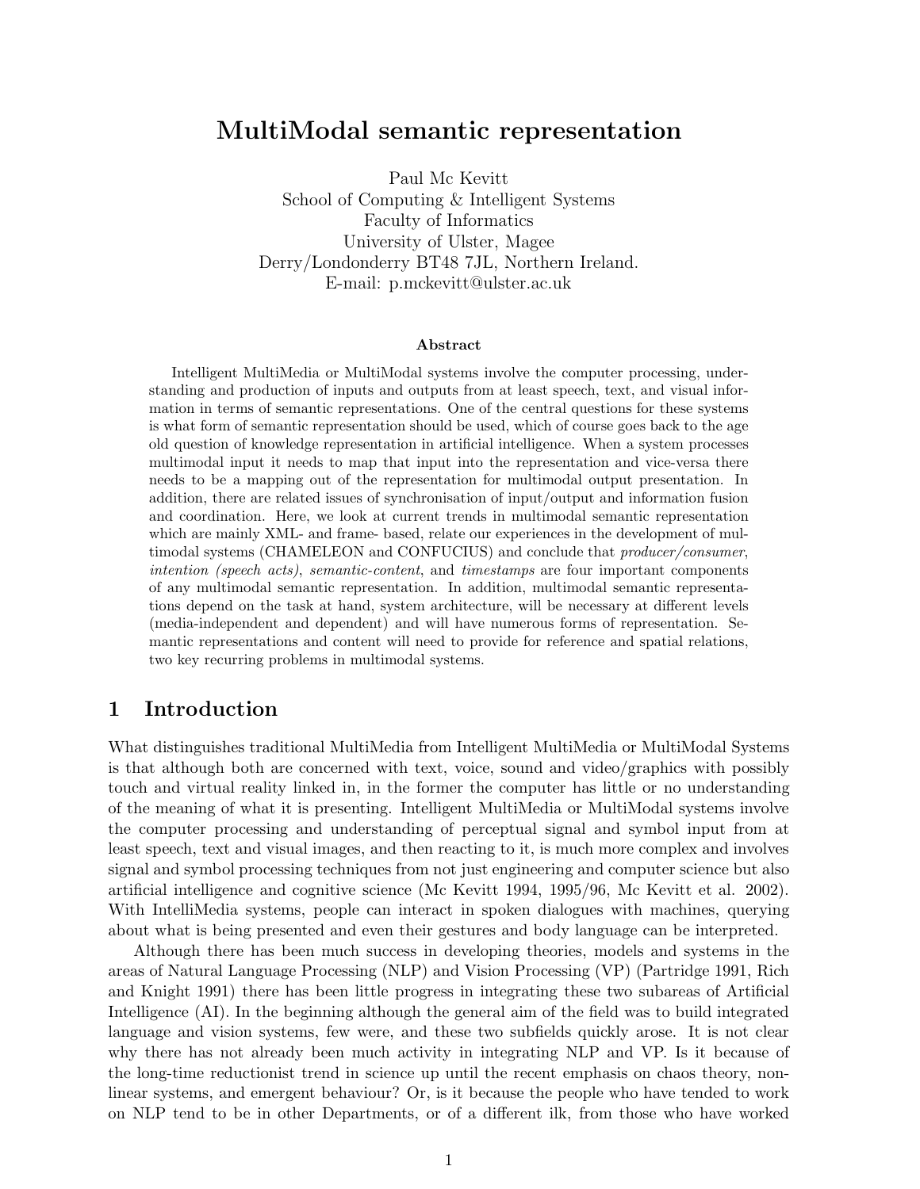# MultiModal semantic representation

Paul Mc Kevitt
School of Computing & Intelligent Systems
Faculty of Informatics
University of Ulster, Magee
Derry/Londonderry BT48 7JL, Northern Ireland.
E-mail: p.mckevitt@ulster.ac.uk

### Abstract

Intelligent MultiMedia or MultiModal systems involve the computer processing, understanding and production of inputs and outputs from at least speech, text, and visual information in terms of semantic representations. One of the central questions for these systems is what form of semantic representation should be used, which of course goes back to the age old question of knowledge representation in artificial intelligence. When a system processes multimodal input it needs to map that input into the representation and vice-versa there needs to be a mapping out of the representation for multimodal output presentation. In addition, there are related issues of synchronisation of input/output and information fusion and coordination. Here, we look at current trends in multimodal semantic representation which are mainly XML- and frame- based, relate our experiences in the development of multimodal systems (CHAMELEON and CONFUCIUS) and conclude that *producer/consumer*, *intention (speech acts)*, *semantic-content*, and *timestamps* are four important components of any multimodal semantic representation. In addition, multimodal semantic representations depend on the task at hand, system architecture, will be necessary at different levels (media-independent and dependent) and will have numerous forms of representation. Semantic representations and content will need to provide for reference and spatial relations, two key recurring problems in multimodal systems.

## 1 Introduction

What distinguishes traditional MultiMedia from Intelligent MultiMedia or MultiModal Systems is that although both are concerned with text, voice, sound and video/graphics with possibly touch and virtual reality linked in, in the former the computer has little or no understanding of the meaning of what it is presenting. Intelligent MultiMedia or MultiModal systems involve the computer processing and understanding of perceptual signal and symbol input from at least speech, text and visual images, and then reacting to it, is much more complex and involves signal and symbol processing techniques from not just engineering and computer science but also artificial intelligence and cognitive science (Mc Kevitt 1994, 1995/96, Mc Kevitt et al. 2002). With IntelliMedia systems, people can interact in spoken dialogues with machines, querying about what is being presented and even their gestures and body language can be interpreted.

Although there has been much success in developing theories, models and systems in the areas of Natural Language Processing (NLP) and Vision Processing (VP) (Partridge 1991, Rich and Knight 1991) there has been little progress in integrating these two subareas of Artificial Intelligence (AI). In the beginning although the general aim of the field was to build integrated language and vision systems, few were, and these two subfields quickly arose. It is not clear why there has not already been much activity in integrating NLP and VP. Is it because of the long-time reductionist trend in science up until the recent emphasis on chaos theory, non-linear systems, and emergent behaviour? Or, is it because the people who have tended to work on NLP tend to be in other Departments, or of a different ilk, from those who have worked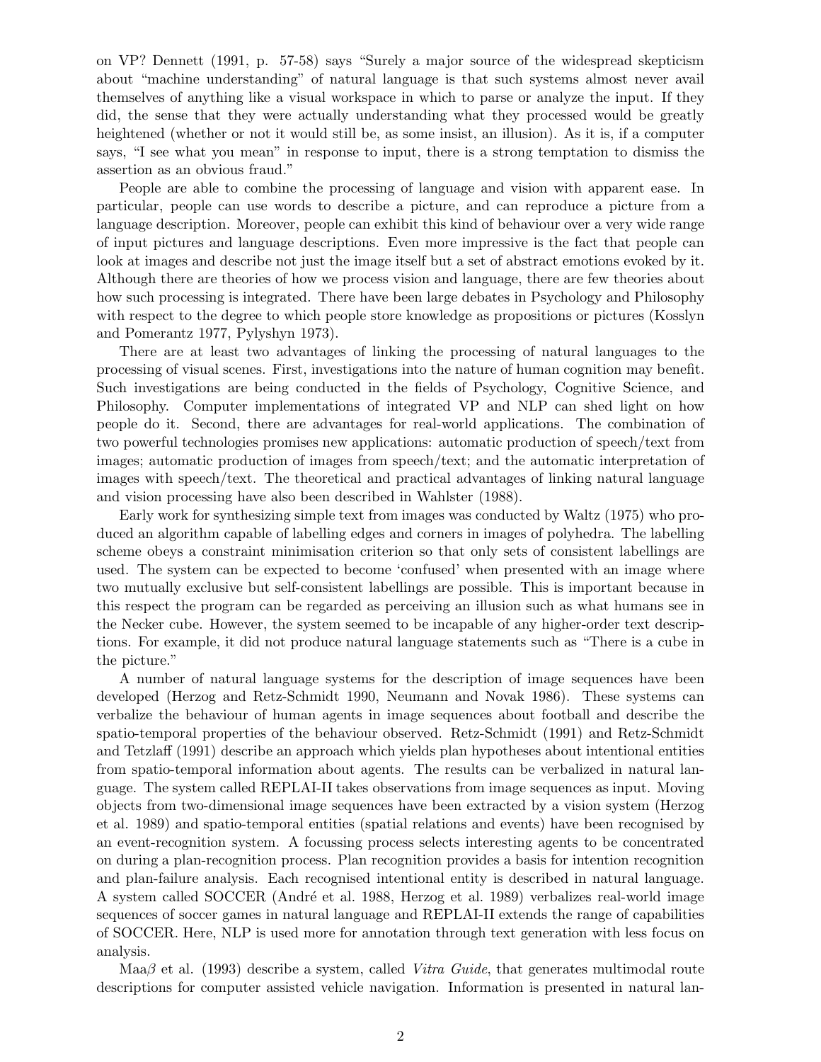on VP? Dennett (1991, p. 57-58) says "Surely a major source of the widespread skepticism about "machine understanding" of natural language is that such systems almost never avail themselves of anything like a visual workspace in which to parse or analyze the input. If they did, the sense that they were actually understanding what they processed would be greatly heightened (whether or not it would still be, as some insist, an illusion). As it is, if a computer says, "I see what you mean" in response to input, there is a strong temptation to dismiss the assertion as an obvious fraud."

People are able to combine the processing of language and vision with apparent ease. In particular, people can use words to describe a picture, and can reproduce a picture from a language description. Moreover, people can exhibit this kind of behaviour over a very wide range of input pictures and language descriptions. Even more impressive is the fact that people can look at images and describe not just the image itself but a set of abstract emotions evoked by it. Although there are theories of how we process vision and language, there are few theories about how such processing is integrated. There have been large debates in Psychology and Philosophy with respect to the degree to which people store knowledge as propositions or pictures (Kosslyn and Pomerantz 1977, Pylyshyn 1973).

There are at least two advantages of linking the processing of natural languages to the processing of visual scenes. First, investigations into the nature of human cognition may benefit. Such investigations are being conducted in the fields of Psychology, Cognitive Science, and Philosophy. Computer implementations of integrated VP and NLP can shed light on how people do it. Second, there are advantages for real-world applications. The combination of two powerful technologies promises new applications: automatic production of speech/text from images; automatic production of images from speech/text; and the automatic interpretation of images with speech/text. The theoretical and practical advantages of linking natural language and vision processing have also been described in Wahlster (1988).

Early work for synthesizing simple text from images was conducted by Waltz (1975) who produced an algorithm capable of labelling edges and corners in images of polyhedra. The labelling scheme obeys a constraint minimisation criterion so that only sets of consistent labellings are used. The system can be expected to become 'confused' when presented with an image where two mutually exclusive but self-consistent labellings are possible. This is important because in this respect the program can be regarded as perceiving an illusion such as what humans see in the Necker cube. However, the system seemed to be incapable of any higher-order text descriptions. For example, it did not produce natural language statements such as "There is a cube in the picture."

A number of natural language systems for the description of image sequences have been developed (Herzog and Retz-Schmidt 1990, Neumann and Novak 1986). These systems can verbalize the behaviour of human agents in image sequences about football and describe the spatio-temporal properties of the behaviour observed. Retz-Schmidt (1991) and Retz-Schmidt and Tetzlaff (1991) describe an approach which yields plan hypotheses about intentional entities from spatio-temporal information about agents. The results can be verbalized in natural language. The system called REPLAI-II takes observations from image sequences as input. Moving objects from two-dimensional image sequences have been extracted by a vision system (Herzog et al. 1989) and spatio-temporal entities (spatial relations and events) have been recognised by an event-recognition system. A focussing process selects interesting agents to be concentrated on during a plan-recognition process. Plan recognition provides a basis for intention recognition and plan-failure analysis. Each recognised intentional entity is described in natural language. A system called SOCCER (André et al. 1988, Herzog et al. 1989) verbalizes real-world image sequences of soccer games in natural language and REPLAI-II extends the range of capabilities of SOCCER. Here, NLP is used more for annotation through text generation with less focus on analysis.

Maa$\beta$ et al. (1993) describe a system, called *Vitra Guide*, that generates multimodal route descriptions for computer assisted vehicle navigation. Information is presented in natural lan-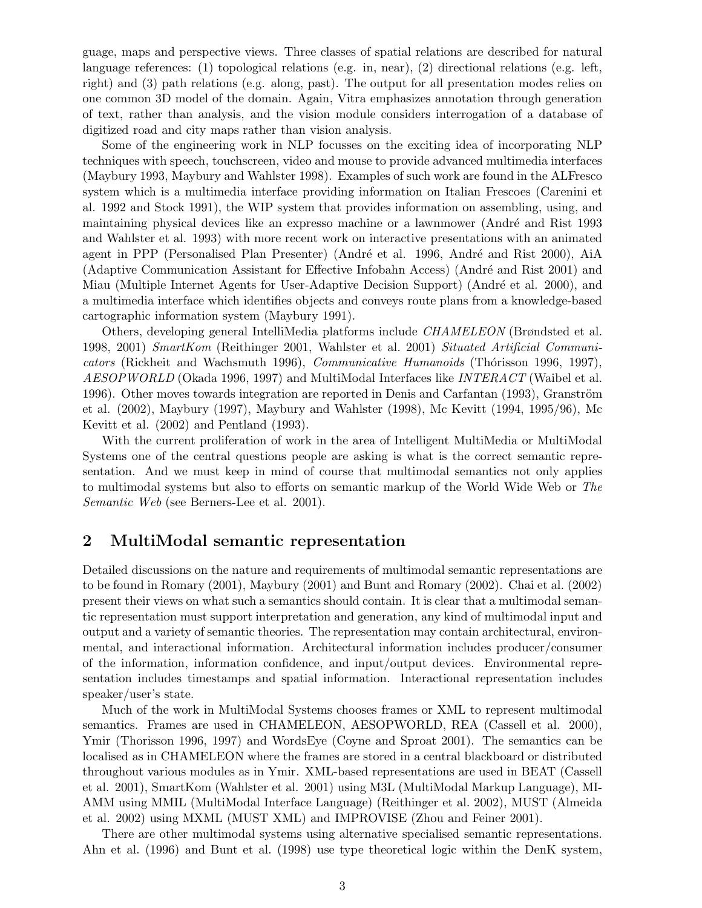guage, maps and perspective views. Three classes of spatial relations are described for natural language references: (1) topological relations (e.g. in, near), (2) directional relations (e.g. left, right) and (3) path relations (e.g. along, past). The output for all presentation modes relies on one common 3D model of the domain. Again, Vitra emphasizes annotation through generation of text, rather than analysis, and the vision module considers interrogation of a database of digitized road and city maps rather than vision analysis.

Some of the engineering work in NLP focusses on the exciting idea of incorporating NLP techniques with speech, touchscreen, video and mouse to provide advanced multimedia interfaces (Maybury 1993, Maybury and Wahlster 1998). Examples of such work are found in the ALFresco system which is a multimedia interface providing information on Italian Frescoes (Carenini et al. 1992 and Stock 1991), the WIP system that provides information on assembling, using, and maintaining physical devices like an expresso machine or a lawnmower (André and Rist 1993 and Wahlster et al. 1993) with more recent work on interactive presentations with an animated agent in PPP (Personalised Plan Presenter) (André et al. 1996, André and Rist 2000), AiA (Adaptive Communication Assistant for Effective Infobahn Access) (André and Rist 2001) and Miau (Multiple Internet Agents for User-Adaptive Decision Support) (André et al. 2000), and a multimedia interface which identifies objects and conveys route plans from a knowledge-based cartographic information system (Maybury 1991).

Others, developing general IntelliMedia platforms include *CHAMELEON* (Brøndsted et al. 1998, 2001) *SmartKom* (Reithinger 2001, Wahlster et al. 2001) *Situated Artificial Communicators* (Rickheit and Wachsmuth 1996), *Communicative Humanoids* (Thórisson 1996, 1997), *AESOPWORLD* (Okada 1996, 1997) and MultiModal Interfaces like *INTERACT* (Waibel et al. 1996). Other moves towards integration are reported in Denis and Carfantan (1993), Granström et al. (2002), Maybury (1997), Maybury and Wahlster (1998), Mc Kevitt (1994, 1995/96), Mc Kevitt et al. (2002) and Pentland (1993).

With the current proliferation of work in the area of Intelligent MultiMedia or MultiModal Systems one of the central questions people are asking is what is the correct semantic representation. And we must keep in mind of course that multimodal semantics not only applies to multimodal systems but also to efforts on semantic markup of the World Wide Web or *The Semantic Web* (see Berners-Lee et al. 2001).

## 2 MultiModal semantic representation

Detailed discussions on the nature and requirements of multimodal semantic representations are to be found in Romary (2001), Maybury (2001) and Bunt and Romary (2002). Chai et al. (2002) present their views on what such a semantics should contain. It is clear that a multimodal semantic representation must support interpretation and generation, any kind of multimodal input and output and a variety of semantic theories. The representation may contain architectural, environmental, and interactional information. Architectural information includes producer/consumer of the information, information confidence, and input/output devices. Environmental representation includes timestamps and spatial information. Interactional representation includes speaker/user's state.

Much of the work in MultiModal Systems chooses frames or XML to represent multimodal semantics. Frames are used in CHAMELEON, AESOPWORLD, REA (Cassell et al. 2000), Ymir (Thorisson 1996, 1997) and WordsEye (Coyne and Sproat 2001). The semantics can be localised as in CHAMELEON where the frames are stored in a central blackboard or distributed throughout various modules as in Ymir. XML-based representations are used in BEAT (Cassell et al. 2001), SmartKom (Wahlster et al. 2001) using M3L (MultiModal Markup Language), MIAMM using MMIL (MultiModal Interface Language) (Reithinger et al. 2002), MUST (Almeida et al. 2002) using MXML (MUST XML) and IMPROVISE (Zhou and Feiner 2001).

There are other multimodal systems using alternative specialised semantic representations. Ahn et al. (1996) and Bunt et al. (1998) use type theoretical logic within the DenK system,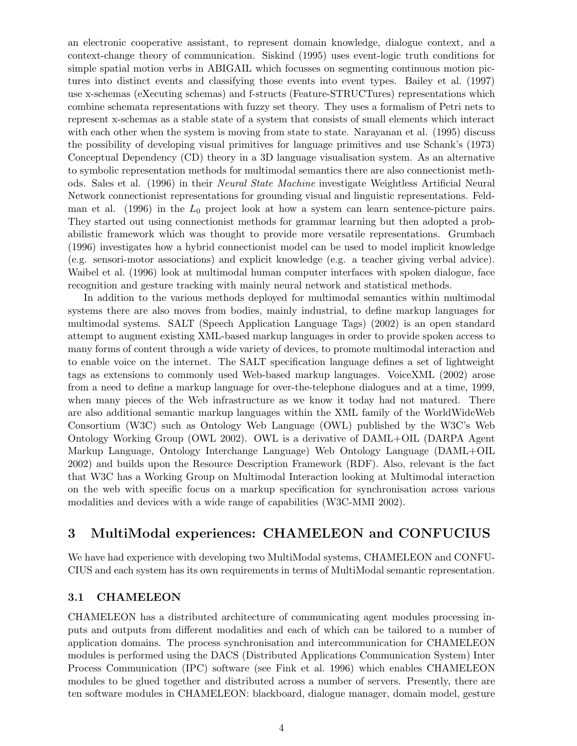an electronic cooperative assistant, to represent domain knowledge, dialogue context, and a context-change theory of communication. Siskind (1995) uses event-logic truth conditions for simple spatial motion verbs in ABIGAIL which focusses on segmenting continuous motion pictures into distinct events and classifying those events into event types. Bailey et al. (1997) use x-schemas (eXecuting schemas) and f-structs (Feature-STRUCTures) representations which combine schemata representations with fuzzy set theory. They uses a formalism of Petri nets to represent x-schemas as a stable state of a system that consists of small elements which interact with each other when the system is moving from state to state. Narayanan et al. (1995) discuss the possibility of developing visual primitives for language primitives and use Schank's (1973) Conceptual Dependency (CD) theory in a 3D language visualisation system. As an alternative to symbolic representation methods for multimodal semantics there are also connectionist methods. Sales et al. (1996) in their *Neural State Machine* investigate Weightless Artificial Neural Network connectionist representations for grounding visual and linguistic representations. Feldman et al. (1996) in the $L_0$ project look at how a system can learn sentence-picture pairs. They started out using connectionist methods for grammar learning but then adopted a probabilistic framework which was thought to provide more versatile representations. Grumbach (1996) investigates how a hybrid connectionist model can be used to model implicit knowledge (e.g. sensori-motor associations) and explicit knowledge (e.g. a teacher giving verbal advice). Waibel et al. (1996) look at multimodal human computer interfaces with spoken dialogue, face recognition and gesture tracking with mainly neural network and statistical methods.

In addition to the various methods deployed for multimodal semantics within multimodal systems there are also moves from bodies, mainly industrial, to define markup languages for multimodal systems. SALT (Speech Application Language Tags) (2002) is an open standard attempt to augment existing XML-based markup languages in order to provide spoken access to many forms of content through a wide variety of devices, to promote multimodal interaction and to enable voice on the internet. The SALT specification language defines a set of lightweight tags as extensions to commonly used Web-based markup languages. VoiceXML (2002) arose from a need to define a markup language for over-the-telephone dialogues and at a time, 1999, when many pieces of the Web infrastructure as we know it today had not matured. There are also additional semantic markup languages within the XML family of the WorldWideWeb Consortium (W3C) such as Ontology Web Language (OWL) published by the W3C's Web Ontology Working Group (OWL 2002). OWL is a derivative of DAML+OIL (DARPA Agent Markup Language, Ontology Interchange Language) Web Ontology Language (DAML+OIL 2002) and builds upon the Resource Description Framework (RDF). Also, relevant is the fact that W3C has a Working Group on Multimodal Interaction looking at Multimodal interaction on the web with specific focus on a markup specification for synchronisation across various modalities and devices with a wide range of capabilities (W3C-MMI 2002).

## 3 MultiModal experiences: CHAMELEON and CONFUCIUS

We have had experience with developing two MultiModal systems, CHAMELEON and CONFUCIUS and each system has its own requirements in terms of MultiModal semantic representation.

### 3.1 CHAMELEON

CHAMELEON has a distributed architecture of communicating agent modules processing inputs and outputs from different modalities and each of which can be tailored to a number of application domains. The process synchronisation and intercommunication for CHAMELEON modules is performed using the DACS (Distributed Applications Communication System) Inter Process Communication (IPC) software (see Fink et al. 1996) which enables CHAMELEON modules to be glued together and distributed across a number of servers. Presently, there are ten software modules in CHAMELEON: blackboard, dialogue manager, domain model, gesture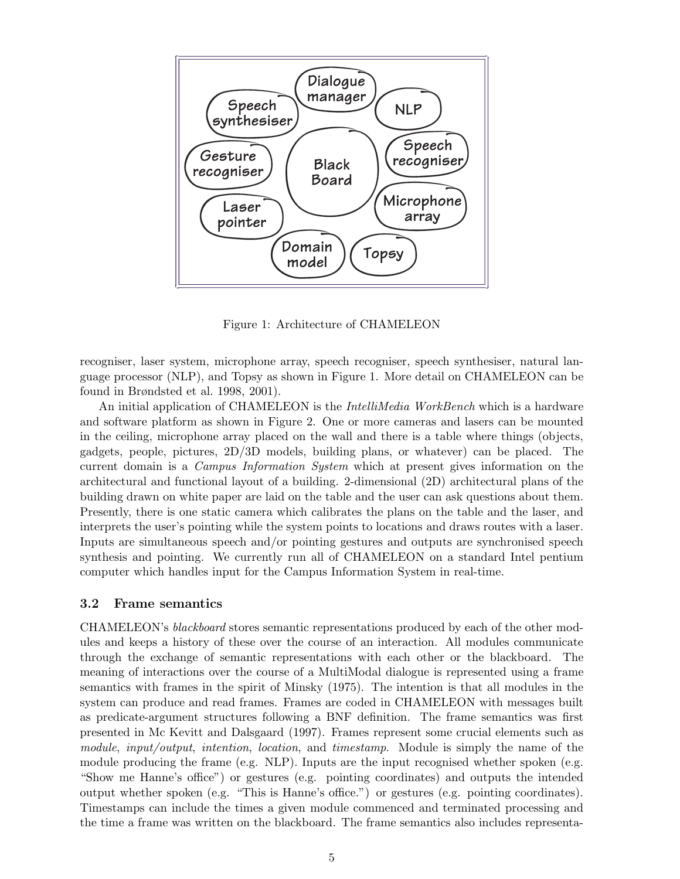Figure 1: Architecture of CHAMELEON

recogniser, laser system, microphone array, speech recogniser, speech synthesiser, natural language processor (NLP), and Topsy as shown in Figure 1. More detail on CHAMELEON can be found in Brøndsted et al. 1998, 2001).

An initial application of CHAMELEON is the *IntelliMedia WorkBench* which is a hardware and software platform as shown in Figure 2. One or more cameras and lasers can be mounted in the ceiling, microphone array placed on the wall and there is a table where things (objects, gadgets, people, pictures, 2D/3D models, building plans, or whatever) can be placed. The current domain is a *Campus Information System* which at present gives information on the architectural and functional layout of a building. 2-dimensional (2D) architectural plans of the building drawn on white paper are laid on the table and the user can ask questions about them. Presently, there is one static camera which calibrates the plans on the table and the laser, and interprets the user's pointing while the system points to locations and draws routes with a laser. Inputs are simultaneous speech and/or pointing gestures and outputs are synchronised speech synthesis and pointing. We currently run all of CHAMELEON on a standard Intel pentium computer which handles input for the Campus Information System in real-time.

### 3.2 Frame semantics

CHAMELEON's *blackboard* stores semantic representations produced by each of the other modules and keeps a history of these over the course of an interaction. All modules communicate through the exchange of semantic representations with each other or the blackboard. The meaning of interactions over the course of a MultiModal dialogue is represented using a frame semantics with frames in the spirit of Minsky (1975). The intention is that all modules in the system can produce and read frames. Frames are coded in CHAMELEON with messages built as predicate-argument structures following a BNF definition. The frame semantics was first presented in Mc Kevitt and Dalsgaard (1997). Frames represent some crucial elements such as *module*, *input/output*, *intention*, *location*, and *timestamp*. Module is simply the name of the module producing the frame (e.g. NLP). Inputs are the input recognised whether spoken (e.g. "Show me Hanne's office") or gestures (e.g. pointing coordinates) and outputs the intended output whether spoken (e.g. "This is Hanne's office.") or gestures (e.g. pointing coordinates). Timestamps can include the times a given module commenced and terminated processing and the time a frame was written on the blackboard. The frame semantics also includes representa-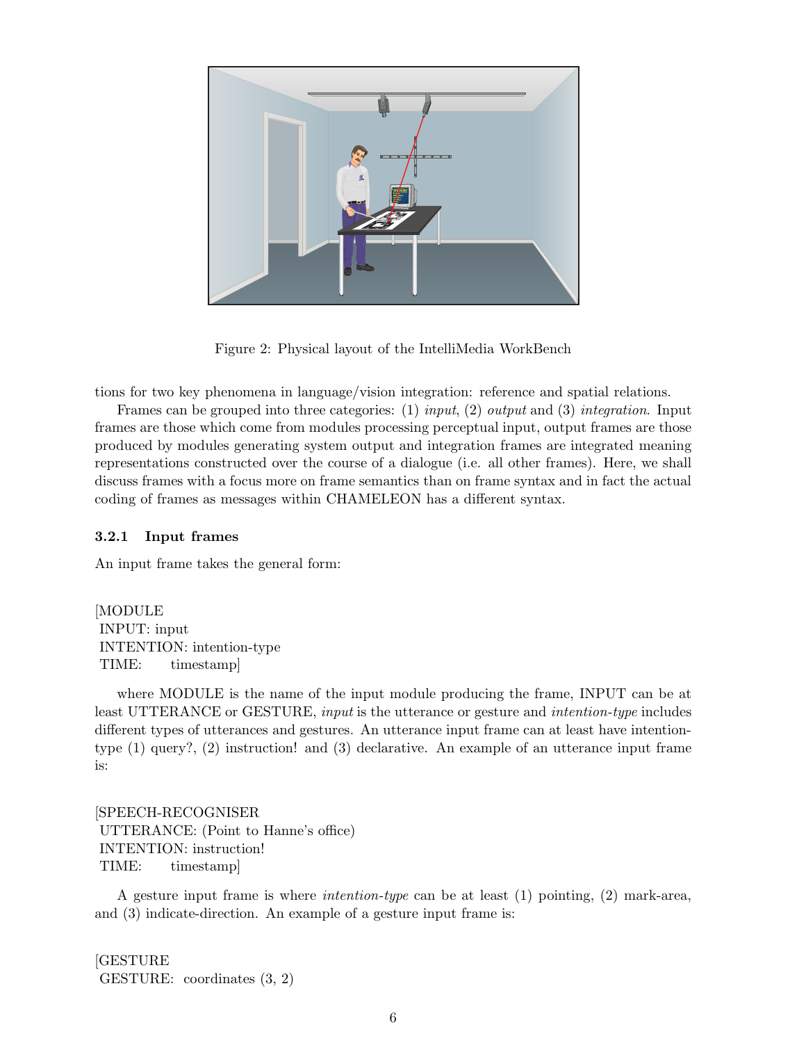Figure 2: Physical layout of the IntelliMedia WorkBench

tions for two key phenomena in language/vision integration: reference and spatial relations.

Frames can be grouped into three categories: (1) *input*, (2) *output* and (3) *integration*. Input frames are those which come from modules processing perceptual input, output frames are those produced by modules generating system output and integration frames are integrated meaning representations constructed over the course of a dialogue (i.e. all other frames). Here, we shall discuss frames with a focus more on frame semantics than on frame syntax and in fact the actual coding of frames as messages within CHAMELEON has a different syntax.

### 3.2.1 Input frames

An input frame takes the general form:

```
[MODULE
 INPUT: input
 INTENTION: intention-type
 TIME:      timestamp]
```

where MODULE is the name of the input module producing the frame, INPUT can be at least UTTERANCE or GESTURE, *input* is the utterance or gesture and *intention-type* includes different types of utterances and gestures. An utterance input frame can at least have intention-type (1) query?, (2) instruction! and (3) declarative. An example of an utterance input frame is:

```
[SPEECH-RECOGNISER
 UTTERANCE: (Point to Hanne's office)
 INTENTION: instruction!
 TIME:      timestamp]
```

A gesture input frame is where *intention-type* can be at least (1) pointing, (2) mark-area, and (3) indicate-direction. An example of a gesture input frame is:

```
[GESTURE
 GESTURE:  coordinates (3, 2)
```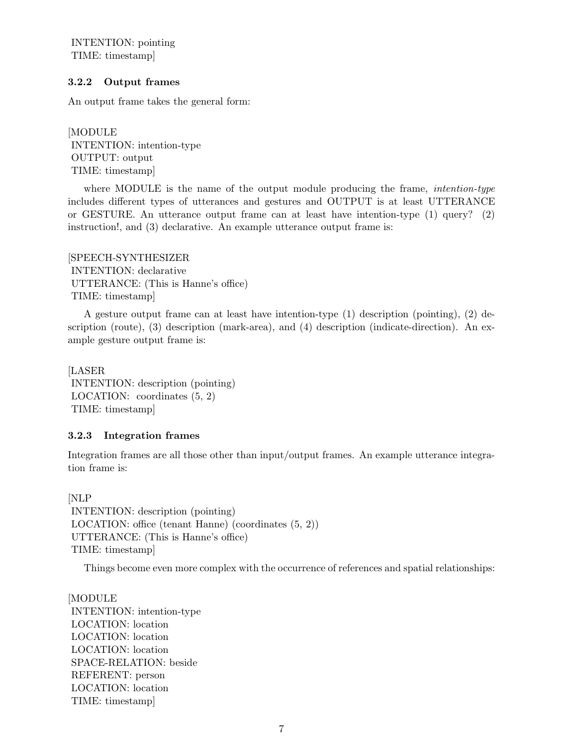INTENTION: pointing
TIME: timestamp]

### 3.2.2 Output frames

An output frame takes the general form:

[MODULE
INTENTION: intention-type
OUTPUT: output
TIME: timestamp]

where MODULE is the name of the output module producing the frame, *intention-type* includes different types of utterances and gestures and OUTPUT is at least UTTERANCE or GESTURE. An utterance output frame can at least have intention-type (1) query? (2) instruction!, and (3) declarative. An example utterance output frame is:

[SPEECH-SYNTHESIZER
INTENTION: declarative
UTTERANCE: (This is Hanne's office)
TIME: timestamp]

A gesture output frame can at least have intention-type (1) description (pointing), (2) description (route), (3) description (mark-area), and (4) description (indicate-direction). An example gesture output frame is:

[LASER
INTENTION: description (pointing)
LOCATION: coordinates (5, 2)
TIME: timestamp]

### 3.2.3 Integration frames

Integration frames are all those other than input/output frames. An example utterance integration frame is:

[NLP
INTENTION: description (pointing)
LOCATION: office (tenant Hanne) (coordinates (5, 2))
UTTERANCE: (This is Hanne's office)
TIME: timestamp]

Things become even more complex with the occurrence of references and spatial relationships:

[MODULE
INTENTION: intention-type
LOCATION: location
LOCATION: location
LOCATION: location
SPACE-RELATION: beside
REFERENT: person
LOCATION: location
TIME: timestamp]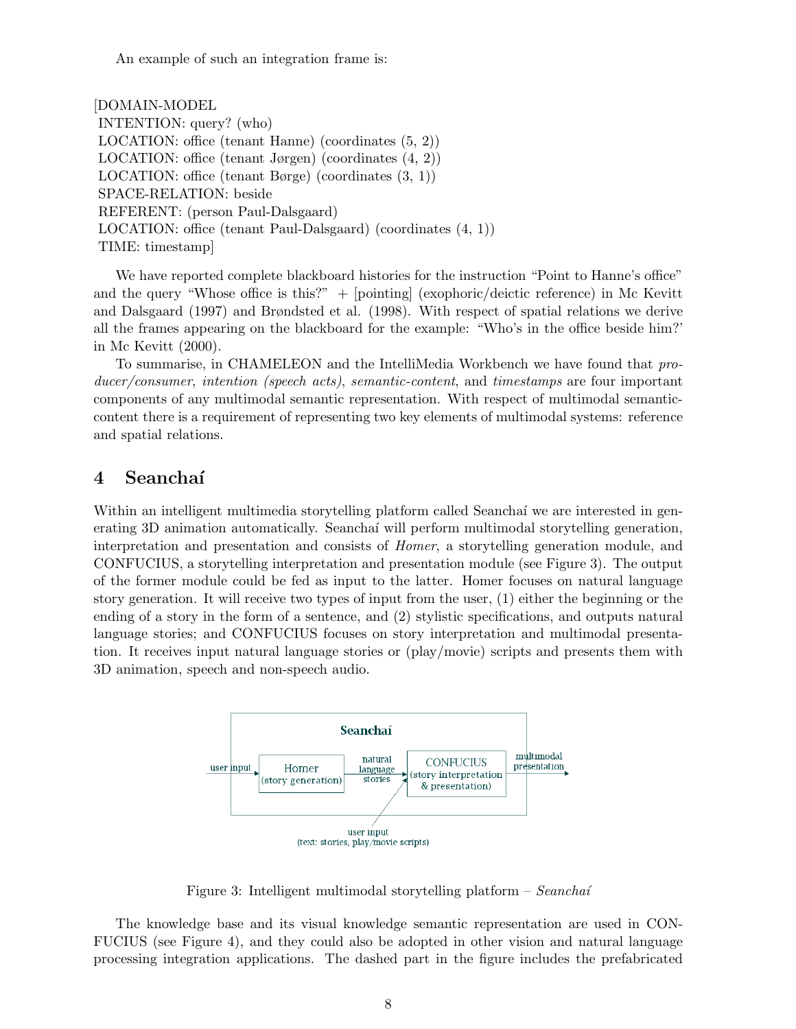An example of such an integration frame is:

```
[DOMAIN-MODEL
 INTENTION: query? (who)
 LOCATION: office (tenant Hanne) (coordinates (5, 2))
 LOCATION: office (tenant Jørgen) (coordinates (4, 2))
 LOCATION: office (tenant Børge) (coordinates (3, 1))
 SPACE-RELATION: beside
 REFERENT: (person Paul-Dalsgaard)
 LOCATION: office (tenant Paul-Dalsgaard) (coordinates (4, 1))
 TIME: timestamp]
```

We have reported complete blackboard histories for the instruction "Point to Hanne's office" and the query "Whose office is this?" + [pointing] (exophoric/deictic reference) in Mc Kevitt and Dalsgaard (1997) and Brøndsted et al. (1998). With respect of spatial relations we derive all the frames appearing on the blackboard for the example: "Who's in the office beside him?' in Mc Kevitt (2000).

To summarise, in CHAMELEON and the IntelliMedia Workbench we have found that *producer/consumer*, *intention (speech acts)*, *semantic-content*, and *timestamps* are four important components of any multimodal semantic representation. With respect of multimodal semantic-content there is a requirement of representing two key elements of multimodal systems: reference and spatial relations.

## 4 Seanchaí

Within an intelligent multimedia storytelling platform called Seanchaí we are interested in generating 3D animation automatically. Seanchaí will perform multimodal storytelling generation, interpretation and presentation and consists of *Homer*, a storytelling generation module, and CONFUCIUS, a storytelling interpretation and presentation module (see Figure 3). The output of the former module could be fed as input to the latter. Homer focuses on natural language story generation. It will receive two types of input from the user, (1) either the beginning or the ending of a story in the form of a sentence, and (2) stylistic specifications, and outputs natural language stories; and CONFUCIUS focuses on story interpretation and multimodal presentation. It receives input natural language stories or (play/movie) scripts and presents them with 3D animation, speech and non-speech audio.

Seanchaí — user input → Homer (story generation) → natural language stories → CONFUCIUS (story interpretation & presentation) → multimodal presentation; user input (text: stories, play/movie scripts) → CONFUCIUS

Figure 3: Intelligent multimodal storytelling platform – *Seanchaí*

The knowledge base and its visual knowledge semantic representation are used in CONFUCIUS (see Figure 4), and they could also be adopted in other vision and natural language processing integration applications. The dashed part in the figure includes the prefabricated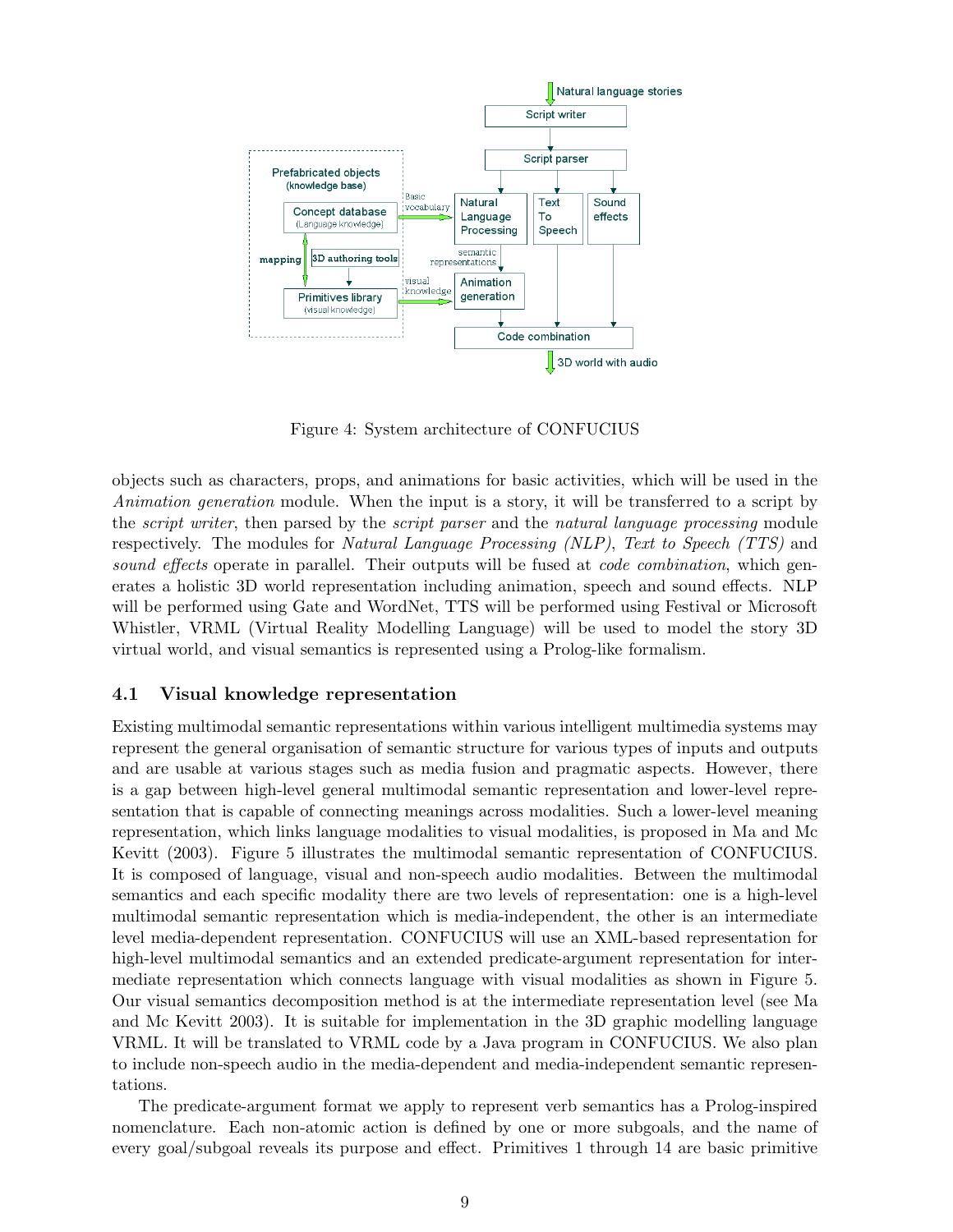Figure 4: System architecture of CONFUCIUS

objects such as characters, props, and animations for basic activities, which will be used in the *Animation generation* module. When the input is a story, it will be transferred to a script by the *script writer*, then parsed by the *script parser* and the *natural language processing* module respectively. The modules for *Natural Language Processing (NLP)*, *Text to Speech (TTS)* and *sound effects* operate in parallel. Their outputs will be fused at *code combination*, which generates a holistic 3D world representation including animation, speech and sound effects. NLP will be performed using Gate and WordNet, TTS will be performed using Festival or Microsoft Whistler, VRML (Virtual Reality Modelling Language) will be used to model the story 3D virtual world, and visual semantics is represented using a Prolog-like formalism.

### 4.1 Visual knowledge representation

Existing multimodal semantic representations within various intelligent multimedia systems may represent the general organisation of semantic structure for various types of inputs and outputs and are usable at various stages such as media fusion and pragmatic aspects. However, there is a gap between high-level general multimodal semantic representation and lower-level representation that is capable of connecting meanings across modalities. Such a lower-level meaning representation, which links language modalities to visual modalities, is proposed in Ma and Mc Kevitt (2003). Figure 5 illustrates the multimodal semantic representation of CONFUCIUS. It is composed of language, visual and non-speech audio modalities. Between the multimodal semantics and each specific modality there are two levels of representation: one is a high-level multimodal semantic representation which is media-independent, the other is an intermediate level media-dependent representation. CONFUCIUS will use an XML-based representation for high-level multimodal semantics and an extended predicate-argument representation for intermediate representation which connects language with visual modalities as shown in Figure 5. Our visual semantics decomposition method is at the intermediate representation level (see Ma and Mc Kevitt 2003). It is suitable for implementation in the 3D graphic modelling language VRML. It will be translated to VRML code by a Java program in CONFUCIUS. We also plan to include non-speech audio in the media-dependent and media-independent semantic representations.

The predicate-argument format we apply to represent verb semantics has a Prolog-inspired nomenclature. Each non-atomic action is defined by one or more subgoals, and the name of every goal/subgoal reveals its purpose and effect. Primitives 1 through 14 are basic primitive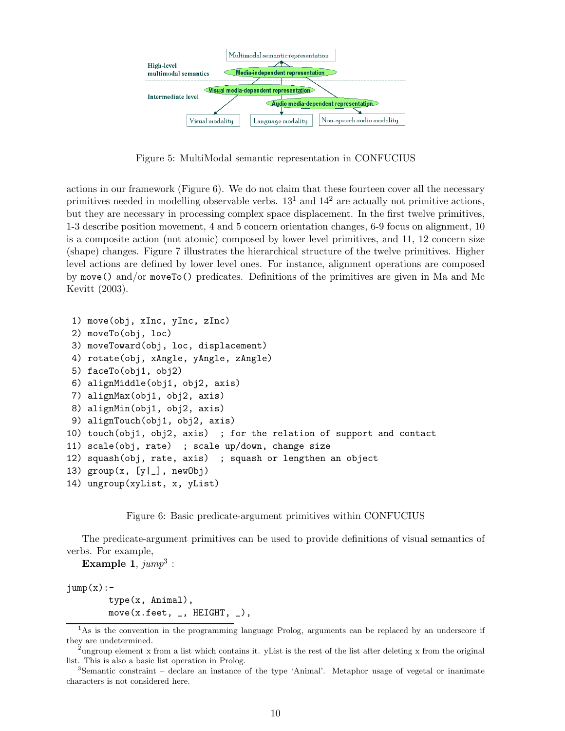Figure 5: MultiModal semantic representation in CONFUCIUS

actions in our framework (Figure 6). We do not claim that these fourteen cover all the necessary primitives needed in modelling observable verbs. 13[1] and 14[2] are actually not primitive actions, but they are necessary in processing complex space displacement. In the first twelve primitives, 1-3 describe position movement, 4 and 5 concern orientation changes, 6-9 focus on alignment, 10 is a composite action (not atomic) composed by lower level primitives, and 11, 12 concern size (shape) changes. Figure 7 illustrates the hierarchical structure of the twelve primitives. Higher level actions are defined by lower level ones. For instance, alignment operations are composed by `move()` and/or `moveTo()` predicates. Definitions of the primitives are given in Ma and Mc Kevitt (2003).

```
 1) move(obj, xInc, yInc, zInc)
 2) moveTo(obj, loc)
 3) moveToward(obj, loc, displacement)
 4) rotate(obj, xAngle, yAngle, zAngle)
 5) faceTo(obj1, obj2)
 6) alignMiddle(obj1, obj2, axis)
 7) alignMax(obj1, obj2, axis)
 8) alignMin(obj1, obj2, axis)
 9) alignTouch(obj1, obj2, axis)
10) touch(obj1, obj2, axis)  ; for the relation of support and contact
11) scale(obj, rate)  ; scale up/down, change size
12) squash(obj, rate, axis)  ; squash or lengthen an object
13) group(x, [y|_], newObj)
14) ungroup(xyList, x, yList)
```

Figure 6: Basic predicate-argument primitives within CONFUCIUS

The predicate-argument primitives can be used to provide definitions of visual semantics of verbs. For example,

**Example 1**, *jump*[3] :

```
jump(x):-
        type(x, Animal),
        move(x.feet, _, HEIGHT, _),
```

[1] As is the convention in the programming language Prolog, arguments can be replaced by an underscore if they are undetermined.

[2] ungroup element x from a list which contains it. yList is the rest of the list after deleting x from the original list. This is also a basic list operation in Prolog.

[3] Semantic constraint – declare an instance of the type 'Animal'. Metaphor usage of vegetal or inanimate characters is not considered here.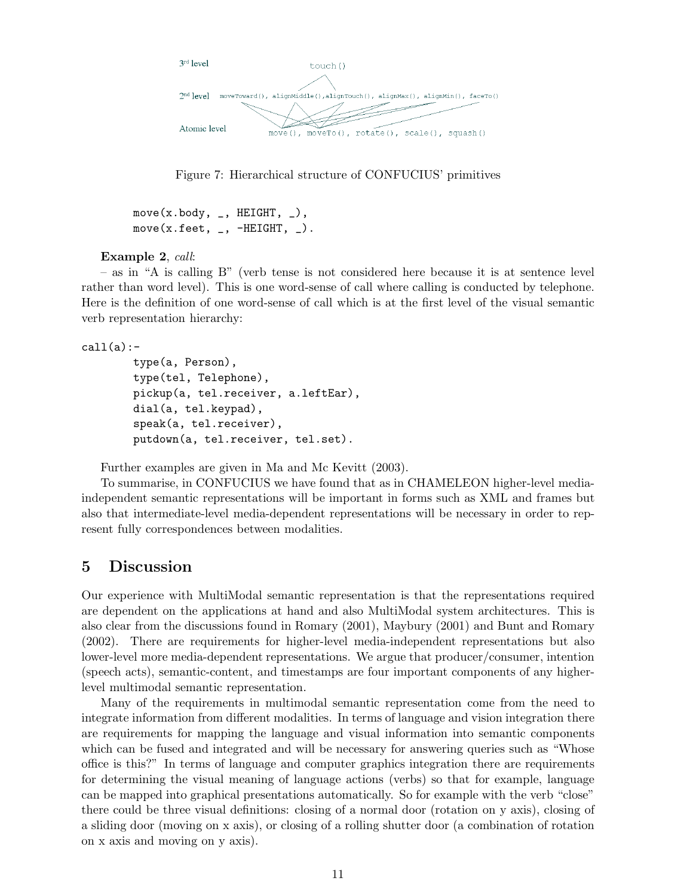3rd level touch()

2nd level moveToward(), alignMiddle(),alignTouch(), alignMax(), alignMin(), faceTo()

Atomic level move(), moveTo(), rotate(), scale(), squash()

Figure 7: Hierarchical structure of CONFUCIUS' primitives

```
        move(x.body, _, HEIGHT, _),
        move(x.feet, _, -HEIGHT, _).
```

**Example 2**, *call*:

– as in "A is calling B" (verb tense is not considered here because it is at sentence level rather than word level). This is one word-sense of call where calling is conducted by telephone. Here is the definition of one word-sense of call which is at the first level of the visual semantic verb representation hierarchy:

```
call(a):-
        type(a, Person),
        type(tel, Telephone),
        pickup(a, tel.receiver, a.leftEar),
        dial(a, tel.keypad),
        speak(a, tel.receiver),
        putdown(a, tel.receiver, tel.set).
```

Further examples are given in Ma and Mc Kevitt (2003).

To summarise, in CONFUCIUS we have found that as in CHAMELEON higher-level media-independent semantic representations will be important in forms such as XML and frames but also that intermediate-level media-dependent representations will be necessary in order to represent fully correspondences between modalities.

## 5 Discussion

Our experience with MultiModal semantic representation is that the representations required are dependent on the applications at hand and also MultiModal system architectures. This is also clear from the discussions found in Romary (2001), Maybury (2001) and Bunt and Romary (2002). There are requirements for higher-level media-independent representations but also lower-level more media-dependent representations. We argue that producer/consumer, intention (speech acts), semantic-content, and timestamps are four important components of any higher-level multimodal semantic representation.

Many of the requirements in multimodal semantic representation come from the need to integrate information from different modalities. In terms of language and vision integration there are requirements for mapping the language and visual information into semantic components which can be fused and integrated and will be necessary for answering queries such as "Whose office is this?" In terms of language and computer graphics integration there are requirements for determining the visual meaning of language actions (verbs) so that for example, language can be mapped into graphical presentations automatically. So for example with the verb "close" there could be three visual definitions: closing of a normal door (rotation on y axis), closing of a sliding door (moving on x axis), or closing of a rolling shutter door (a combination of rotation on x axis and moving on y axis).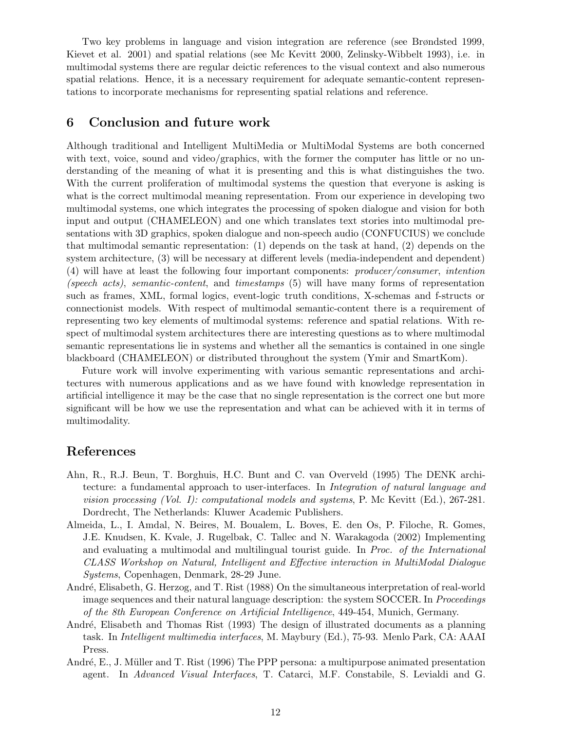Two key problems in language and vision integration are reference (see Brøndsted 1999, Kievet et al. 2001) and spatial relations (see Mc Kevitt 2000, Zelinsky-Wibbelt 1993), i.e. in multimodal systems there are regular deictic references to the visual context and also numerous spatial relations. Hence, it is a necessary requirement for adequate semantic-content representations to incorporate mechanisms for representing spatial relations and reference.

## 6 Conclusion and future work

Although traditional and Intelligent MultiMedia or MultiModal Systems are both concerned with text, voice, sound and video/graphics, with the former the computer has little or no understanding of the meaning of what it is presenting and this is what distinguishes the two. With the current proliferation of multimodal systems the question that everyone is asking is what is the correct multimodal meaning representation. From our experience in developing two multimodal systems, one which integrates the processing of spoken dialogue and vision for both input and output (CHAMELEON) and one which translates text stories into multimodal presentations with 3D graphics, spoken dialogue and non-speech audio (CONFUCIUS) we conclude that multimodal semantic representation: (1) depends on the task at hand, (2) depends on the system architecture, (3) will be necessary at different levels (media-independent and dependent) (4) will have at least the following four important components: *producer/consumer*, *intention (speech acts)*, *semantic-content*, and *timestamps* (5) will have many forms of representation such as frames, XML, formal logics, event-logic truth conditions, X-schemas and f-structs or connectionist models. With respect of multimodal semantic-content there is a requirement of representing two key elements of multimodal systems: reference and spatial relations. With respect of multimodal system architectures there are interesting questions as to where multimodal semantic representations lie in systems and whether all the semantics is contained in one single blackboard (CHAMELEON) or distributed throughout the system (Ymir and SmartKom).

Future work will involve experimenting with various semantic representations and architectures with numerous applications and as we have found with knowledge representation in artificial intelligence it may be the case that no single representation is the correct one but more significant will be how we use the representation and what can be achieved with it in terms of multimodality.

## References

Ahn, R., R.J. Beun, T. Borghuis, H.C. Bunt and C. van Overveld (1995) The DENK architecture: a fundamental approach to user-interfaces. In *Integration of natural language and vision processing (Vol. I): computational models and systems*, P. Mc Kevitt (Ed.), 267-281. Dordrecht, The Netherlands: Kluwer Academic Publishers.

Almeida, L., I. Amdal, N. Beires, M. Boualem, L. Boves, E. den Os, P. Filoche, R. Gomes, J.E. Knudsen, K. Kvale, J. Rugelbak, C. Tallec and N. Warakagoda (2002) Implementing and evaluating a multimodal and multilingual tourist guide. In *Proc. of the International CLASS Workshop on Natural, Intelligent and Effective interaction in MultiModal Dialogue Systems*, Copenhagen, Denmark, 28-29 June.

André, Elisabeth, G. Herzog, and T. Rist (1988) On the simultaneous interpretation of real-world image sequences and their natural language description: the system SOCCER. In *Proceedings of the 8th European Conference on Artificial Intelligence*, 449-454, Munich, Germany.

André, Elisabeth and Thomas Rist (1993) The design of illustrated documents as a planning task. In *Intelligent multimedia interfaces*, M. Maybury (Ed.), 75-93. Menlo Park, CA: AAAI Press.

André, E., J. Müller and T. Rist (1996) The PPP persona: a multipurpose animated presentation agent. In *Advanced Visual Interfaces*, T. Catarci, M.F. Constabile, S. Levialdi and G.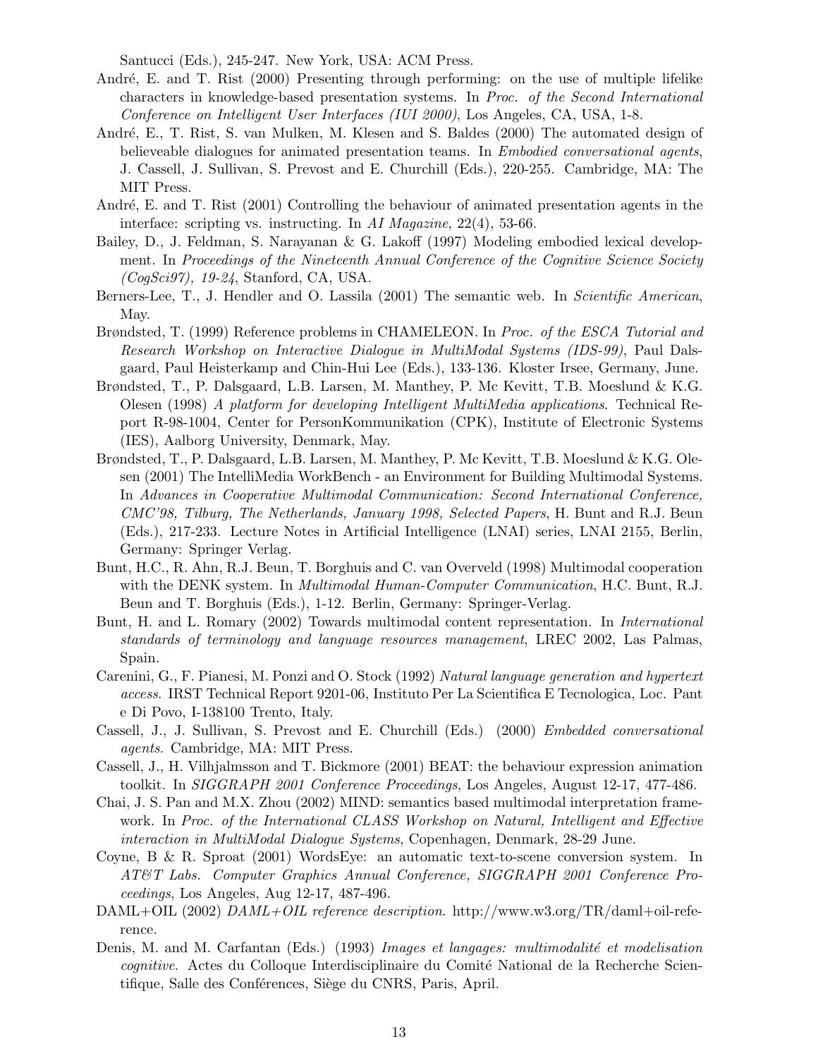Santucci (Eds.), 245-247. New York, USA: ACM Press.

André, E. and T. Rist (2000) Presenting through performing: on the use of multiple lifelike characters in knowledge-based presentation systems. In *Proc. of the Second International Conference on Intelligent User Interfaces (IUI 2000)*, Los Angeles, CA, USA, 1-8.

André, E., T. Rist, S. van Mulken, M. Klesen and S. Baldes (2000) The automated design of believeable dialogues for animated presentation teams. In *Embodied conversational agents*, J. Cassell, J. Sullivan, S. Prevost and E. Churchill (Eds.), 220-255. Cambridge, MA: The MIT Press.

André, E. and T. Rist (2001) Controlling the behaviour of animated presentation agents in the interface: scripting vs. instructing. In *AI Magazine*, 22(4), 53-66.

Bailey, D., J. Feldman, S. Narayanan & G. Lakoff (1997) Modeling embodied lexical development. In *Proceedings of the Nineteenth Annual Conference of the Cognitive Science Society (CogSci97), 19-24*, Stanford, CA, USA.

Berners-Lee, T., J. Hendler and O. Lassila (2001) The semantic web. In *Scientific American*, May.

Brøndsted, T. (1999) Reference problems in CHAMELEON. In *Proc. of the ESCA Tutorial and Research Workshop on Interactive Dialogue in MultiModal Systems (IDS-99)*, Paul Dalsgaard, Paul Heisterkamp and Chin-Hui Lee (Eds.), 133-136. Kloster Irsee, Germany, June.

Brøndsted, T., P. Dalsgaard, L.B. Larsen, M. Manthey, P. Mc Kevitt, T.B. Moeslund & K.G. Olesen (1998) *A platform for developing Intelligent MultiMedia applications*. Technical Report R-98-1004, Center for PersonKommunikation (CPK), Institute of Electronic Systems (IES), Aalborg University, Denmark, May.

Brøndsted, T., P. Dalsgaard, L.B. Larsen, M. Manthey, P. Mc Kevitt, T.B. Moeslund & K.G. Olesen (2001) The IntelliMedia WorkBench - an Environment for Building Multimodal Systems. In *Advances in Cooperative Multimodal Communication: Second International Conference, CMC'98, Tilburg, The Netherlands, January 1998, Selected Papers*, H. Bunt and R.J. Beun (Eds.), 217-233. Lecture Notes in Artificial Intelligence (LNAI) series, LNAI 2155, Berlin, Germany: Springer Verlag.

Bunt, H.C., R. Ahn, R.J. Beun, T. Borghuis and C. van Overveld (1998) Multimodal cooperation with the DENK system. In *Multimodal Human-Computer Communication*, H.C. Bunt, R.J. Beun and T. Borghuis (Eds.), 1-12. Berlin, Germany: Springer-Verlag.

Bunt, H. and L. Romary (2002) Towards multimodal content representation. In *International standards of terminology and language resources management*, LREC 2002, Las Palmas, Spain.

Carenini, G., F. Pianesi, M. Ponzi and O. Stock (1992) *Natural language generation and hypertext access*. IRST Technical Report 9201-06, Instituto Per La Scientifica E Tecnologica, Loc. Pant e Di Povo, I-138100 Trento, Italy.

Cassell, J., J. Sullivan, S. Prevost and E. Churchill (Eds.) (2000) *Embedded conversational agents*. Cambridge, MA: MIT Press.

Cassell, J., H. Vilhjalmsson and T. Bickmore (2001) BEAT: the behaviour expression animation toolkit. In *SIGGRAPH 2001 Conference Proceedings*, Los Angeles, August 12-17, 477-486.

Chai, J. S. Pan and M.X. Zhou (2002) MIND: semantics based multimodal interpretation framework. In *Proc. of the International CLASS Workshop on Natural, Intelligent and Effective interaction in MultiModal Dialogue Systems*, Copenhagen, Denmark, 28-29 June.

Coyne, B & R. Sproat (2001) WordsEye: an automatic text-to-scene conversion system. In *AT&T Labs. Computer Graphics Annual Conference, SIGGRAPH 2001 Conference Proceedings*, Los Angeles, Aug 12-17, 487-496.

DAML+OIL (2002) *DAML+OIL reference description*. http://www.w3.org/TR/daml+oil-reference.

Denis, M. and M. Carfantan (Eds.) (1993) *Images et langages: multimodalité et modelisation cognitive*. Actes du Colloque Interdisciplinaire du Comité National de la Recherche Scientifique, Salle des Conférences, Siège du CNRS, Paris, April.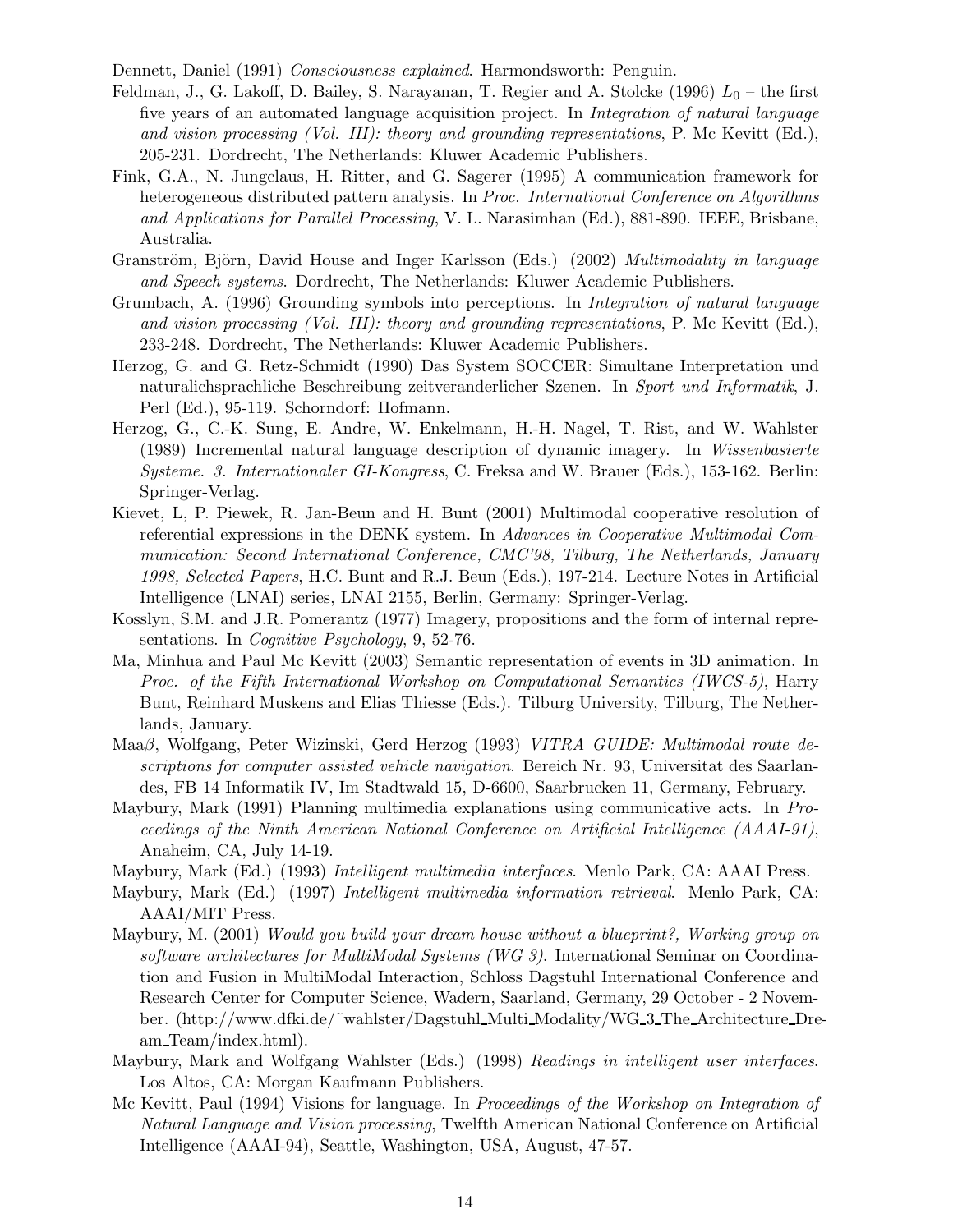Dennett, Daniel (1991) *Consciousness explained*. Harmondsworth: Penguin.

Feldman, J., G. Lakoff, D. Bailey, S. Narayanan, T. Regier and A. Stolcke (1996) $L_0$ – the first five years of an automated language acquisition project. In *Integration of natural language and vision processing (Vol. III): theory and grounding representations*, P. Mc Kevitt (Ed.), 205-231. Dordrecht, The Netherlands: Kluwer Academic Publishers.

Fink, G.A., N. Jungclaus, H. Ritter, and G. Sagerer (1995) A communication framework for heterogeneous distributed pattern analysis. In *Proc. International Conference on Algorithms and Applications for Parallel Processing*, V. L. Narasimhan (Ed.), 881-890. IEEE, Brisbane, Australia.

Granström, Björn, David House and Inger Karlsson (Eds.) (2002) *Multimodality in language and Speech systems*. Dordrecht, The Netherlands: Kluwer Academic Publishers.

Grumbach, A. (1996) Grounding symbols into perceptions. In *Integration of natural language and vision processing (Vol. III): theory and grounding representations*, P. Mc Kevitt (Ed.), 233-248. Dordrecht, The Netherlands: Kluwer Academic Publishers.

Herzog, G. and G. Retz-Schmidt (1990) Das System SOCCER: Simultane Interpretation und naturalichsprachliche Beschreibung zeitveranderlicher Szenen. In *Sport und Informatik*, J. Perl (Ed.), 95-119. Schorndorf: Hofmann.

Herzog, G., C.-K. Sung, E. Andre, W. Enkelmann, H.-H. Nagel, T. Rist, and W. Wahlster (1989) Incremental natural language description of dynamic imagery. In *Wissenbasierte Systeme. 3. Internationaler GI-Kongress*, C. Freksa and W. Brauer (Eds.), 153-162. Berlin: Springer-Verlag.

Kievet, L, P. Piewek, R. Jan-Beun and H. Bunt (2001) Multimodal cooperative resolution of referential expressions in the DENK system. In *Advances in Cooperative Multimodal Communication: Second International Conference, CMC'98, Tilburg, The Netherlands, January 1998, Selected Papers*, H.C. Bunt and R.J. Beun (Eds.), 197-214. Lecture Notes in Artificial Intelligence (LNAI) series, LNAI 2155, Berlin, Germany: Springer-Verlag.

Kosslyn, S.M. and J.R. Pomerantz (1977) Imagery, propositions and the form of internal representations. In *Cognitive Psychology*, 9, 52-76.

Ma, Minhua and Paul Mc Kevitt (2003) Semantic representation of events in 3D animation. In *Proc. of the Fifth International Workshop on Computational Semantics (IWCS-5)*, Harry Bunt, Reinhard Muskens and Elias Thiesse (Eds.). Tilburg University, Tilburg, The Netherlands, January.

Maa$\beta$, Wolfgang, Peter Wizinski, Gerd Herzog (1993) *VITRA GUIDE: Multimodal route descriptions for computer assisted vehicle navigation*. Bereich Nr. 93, Universitat des Saarlandes, FB 14 Informatik IV, Im Stadtwald 15, D-6600, Saarbrucken 11, Germany, February.

Maybury, Mark (1991) Planning multimedia explanations using communicative acts. In *Proceedings of the Ninth American National Conference on Artificial Intelligence (AAAI-91)*, Anaheim, CA, July 14-19.

Maybury, Mark (Ed.) (1993) *Intelligent multimedia interfaces*. Menlo Park, CA: AAAI Press.

Maybury, Mark (Ed.) (1997) *Intelligent multimedia information retrieval*. Menlo Park, CA: AAAI/MIT Press.

Maybury, M. (2001) *Would you build your dream house without a blueprint?, Working group on software architectures for MultiModal Systems (WG 3)*. International Seminar on Coordination and Fusion in MultiModal Interaction, Schloss Dagstuhl International Conference and Research Center for Computer Science, Wadern, Saarland, Germany, 29 October - 2 November. (http://www.dfki.de/~wahlster/Dagstuhl_Multi_Modality/WG_3_The_Architecture_Dream_Team/index.html).

Maybury, Mark and Wolfgang Wahlster (Eds.) (1998) *Readings in intelligent user interfaces*. Los Altos, CA: Morgan Kaufmann Publishers.

Mc Kevitt, Paul (1994) Visions for language. In *Proceedings of the Workshop on Integration of Natural Language and Vision processing*, Twelfth American National Conference on Artificial Intelligence (AAAI-94), Seattle, Washington, USA, August, 47-57.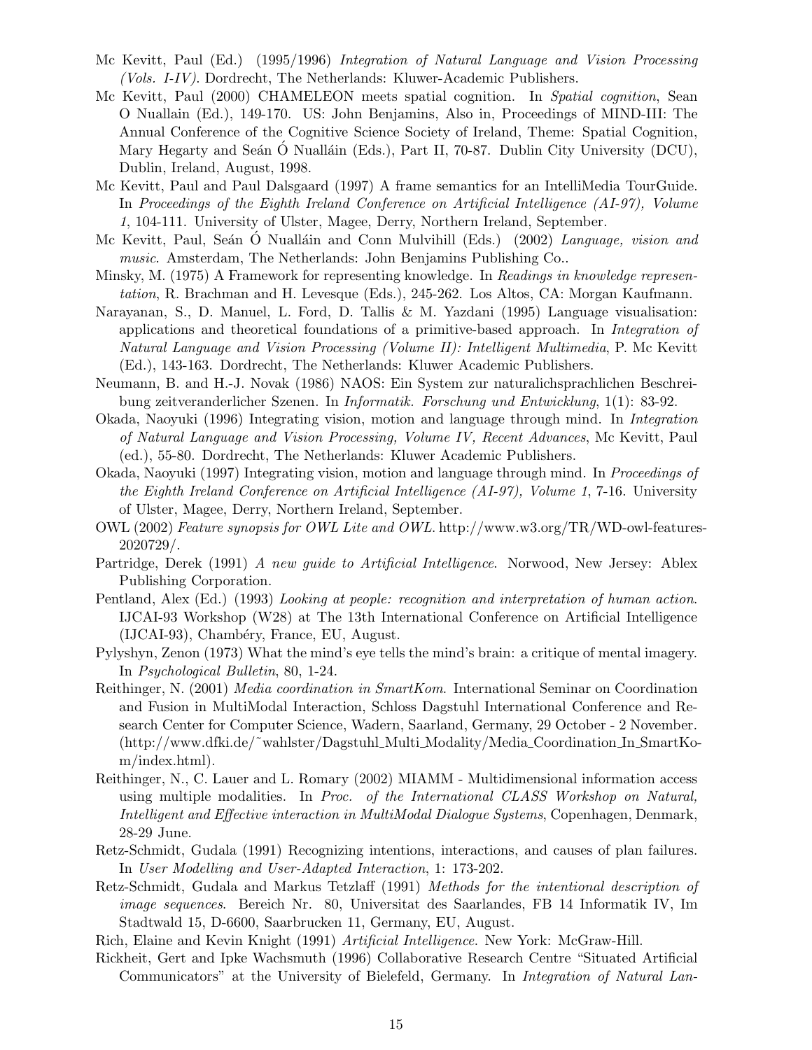Mc Kevitt, Paul (Ed.) (1995/1996) *Integration of Natural Language and Vision Processing (Vols. I-IV)*. Dordrecht, The Netherlands: Kluwer-Academic Publishers.

Mc Kevitt, Paul (2000) CHAMELEON meets spatial cognition. In *Spatial cognition*, Sean O Nuallain (Ed.), 149-170. US: John Benjamins, Also in, Proceedings of MIND-III: The Annual Conference of the Cognitive Science Society of Ireland, Theme: Spatial Cognition, Mary Hegarty and Seán Ó Nualláin (Eds.), Part II, 70-87. Dublin City University (DCU), Dublin, Ireland, August, 1998.

Mc Kevitt, Paul and Paul Dalsgaard (1997) A frame semantics for an IntelliMedia TourGuide. In *Proceedings of the Eighth Ireland Conference on Artificial Intelligence (AI-97), Volume 1*, 104-111. University of Ulster, Magee, Derry, Northern Ireland, September.

Mc Kevitt, Paul, Seán Ó Nualláin and Conn Mulvihill (Eds.) (2002) *Language, vision and music*. Amsterdam, The Netherlands: John Benjamins Publishing Co..

Minsky, M. (1975) A Framework for representing knowledge. In *Readings in knowledge representation*, R. Brachman and H. Levesque (Eds.), 245-262. Los Altos, CA: Morgan Kaufmann.

Narayanan, S., D. Manuel, L. Ford, D. Tallis & M. Yazdani (1995) Language visualisation: applications and theoretical foundations of a primitive-based approach. In *Integration of Natural Language and Vision Processing (Volume II): Intelligent Multimedia*, P. Mc Kevitt (Ed.), 143-163. Dordrecht, The Netherlands: Kluwer Academic Publishers.

Neumann, B. and H.-J. Novak (1986) NAOS: Ein System zur naturalichsprachlichen Beschreibung zeitveranderlicher Szenen. In *Informatik. Forschung und Entwicklung*, 1(1): 83-92.

Okada, Naoyuki (1996) Integrating vision, motion and language through mind. In *Integration of Natural Language and Vision Processing, Volume IV, Recent Advances*, Mc Kevitt, Paul (ed.), 55-80. Dordrecht, The Netherlands: Kluwer Academic Publishers.

Okada, Naoyuki (1997) Integrating vision, motion and language through mind. In *Proceedings of the Eighth Ireland Conference on Artificial Intelligence (AI-97), Volume 1*, 7-16. University of Ulster, Magee, Derry, Northern Ireland, September.

OWL (2002) *Feature synopsis for OWL Lite and OWL*. http://www.w3.org/TR/WD-owl-features-2020729/.

Partridge, Derek (1991) *A new guide to Artificial Intelligence*. Norwood, New Jersey: Ablex Publishing Corporation.

Pentland, Alex (Ed.) (1993) *Looking at people: recognition and interpretation of human action*. IJCAI-93 Workshop (W28) at The 13th International Conference on Artificial Intelligence (IJCAI-93), Chambéry, France, EU, August.

Pylyshyn, Zenon (1973) What the mind's eye tells the mind's brain: a critique of mental imagery. In *Psychological Bulletin*, 80, 1-24.

Reithinger, N. (2001) *Media coordination in SmartKom*. International Seminar on Coordination and Fusion in MultiModal Interaction, Schloss Dagstuhl International Conference and Research Center for Computer Science, Wadern, Saarland, Germany, 29 October - 2 November. (http://www.dfki.de/~wahlster/Dagstuhl_Multi_Modality/Media_Coordination_In_SmartKom/index.html).

Reithinger, N., C. Lauer and L. Romary (2002) MIAMM - Multidimensional information access using multiple modalities. In *Proc. of the International CLASS Workshop on Natural, Intelligent and Effective interaction in MultiModal Dialogue Systems*, Copenhagen, Denmark, 28-29 June.

Retz-Schmidt, Gudala (1991) Recognizing intentions, interactions, and causes of plan failures. In *User Modelling and User-Adapted Interaction*, 1: 173-202.

Retz-Schmidt, Gudala and Markus Tetzlaff (1991) *Methods for the intentional description of image sequences*. Bereich Nr. 80, Universitat des Saarlandes, FB 14 Informatik IV, Im Stadtwald 15, D-6600, Saarbrucken 11, Germany, EU, August.

Rich, Elaine and Kevin Knight (1991) *Artificial Intelligence*. New York: McGraw-Hill.

Rickheit, Gert and Ipke Wachsmuth (1996) Collaborative Research Centre "Situated Artificial Communicators" at the University of Bielefeld, Germany. In *Integration of Natural Lan-*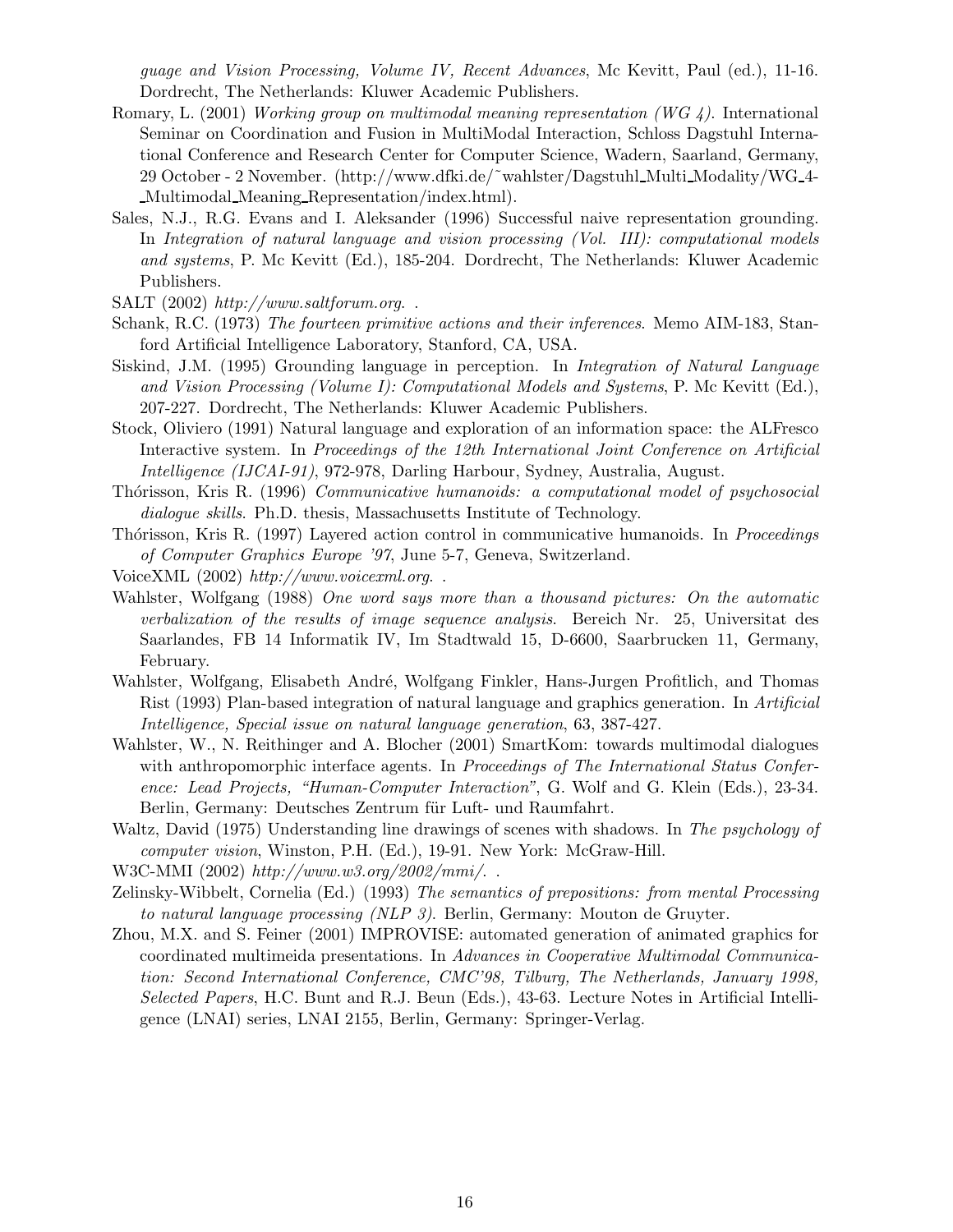*guage and Vision Processing, Volume IV, Recent Advances*, Mc Kevitt, Paul (ed.), 11-16. Dordrecht, The Netherlands: Kluwer Academic Publishers.

Romary, L. (2001) *Working group on multimodal meaning representation (WG 4)*. International Seminar on Coordination and Fusion in MultiModal Interaction, Schloss Dagstuhl International Conference and Research Center for Computer Science, Wadern, Saarland, Germany, 29 October - 2 November. (http://www.dfki.de/˜wahlster/Dagstuhl_Multi_Modality/WG_4-_Multimodal_Meaning_Representation/index.html).

Sales, N.J., R.G. Evans and I. Aleksander (1996) Successful naive representation grounding. In *Integration of natural language and vision processing (Vol. III): computational models and systems*, P. Mc Kevitt (Ed.), 185-204. Dordrecht, The Netherlands: Kluwer Academic Publishers.

SALT (2002) *http://www.saltforum.org*. .

Schank, R.C. (1973) *The fourteen primitive actions and their inferences*. Memo AIM-183, Stanford Artificial Intelligence Laboratory, Stanford, CA, USA.

Siskind, J.M. (1995) Grounding language in perception. In *Integration of Natural Language and Vision Processing (Volume I): Computational Models and Systems*, P. Mc Kevitt (Ed.), 207-227. Dordrecht, The Netherlands: Kluwer Academic Publishers.

Stock, Oliviero (1991) Natural language and exploration of an information space: the ALFresco Interactive system. In *Proceedings of the 12th International Joint Conference on Artificial Intelligence (IJCAI-91)*, 972-978, Darling Harbour, Sydney, Australia, August.

Thórisson, Kris R. (1996) *Communicative humanoids: a computational model of psychosocial dialogue skills*. Ph.D. thesis, Massachusetts Institute of Technology.

Thórisson, Kris R. (1997) Layered action control in communicative humanoids. In *Proceedings of Computer Graphics Europe '97*, June 5-7, Geneva, Switzerland.

VoiceXML (2002) *http://www.voicexml.org*. .

Wahlster, Wolfgang (1988) *One word says more than a thousand pictures: On the automatic verbalization of the results of image sequence analysis*. Bereich Nr. 25, Universitat des Saarlandes, FB 14 Informatik IV, Im Stadtwald 15, D-6600, Saarbrucken 11, Germany, February.

Wahlster, Wolfgang, Elisabeth André, Wolfgang Finkler, Hans-Jurgen Profitlich, and Thomas Rist (1993) Plan-based integration of natural language and graphics generation. In *Artificial Intelligence, Special issue on natural language generation*, 63, 387-427.

Wahlster, W., N. Reithinger and A. Blocher (2001) SmartKom: towards multimodal dialogues with anthropomorphic interface agents. In *Proceedings of The International Status Conference: Lead Projects, "Human-Computer Interaction"*, G. Wolf and G. Klein (Eds.), 23-34. Berlin, Germany: Deutsches Zentrum für Luft- und Raumfahrt.

Waltz, David (1975) Understanding line drawings of scenes with shadows. In *The psychology of computer vision*, Winston, P.H. (Ed.), 19-91. New York: McGraw-Hill.

W3C-MMI (2002) *http://www.w3.org/2002/mmi/*. .

Zelinsky-Wibbelt, Cornelia (Ed.) (1993) *The semantics of prepositions: from mental Processing to natural language processing (NLP 3)*. Berlin, Germany: Mouton de Gruyter.

Zhou, M.X. and S. Feiner (2001) IMPROVISE: automated generation of animated graphics for coordinated multimeida presentations. In *Advances in Cooperative Multimodal Communication: Second International Conference, CMC'98, Tilburg, The Netherlands, January 1998, Selected Papers*, H.C. Bunt and R.J. Beun (Eds.), 43-63. Lecture Notes in Artificial Intelligence (LNAI) series, LNAI 2155, Berlin, Germany: Springer-Verlag.